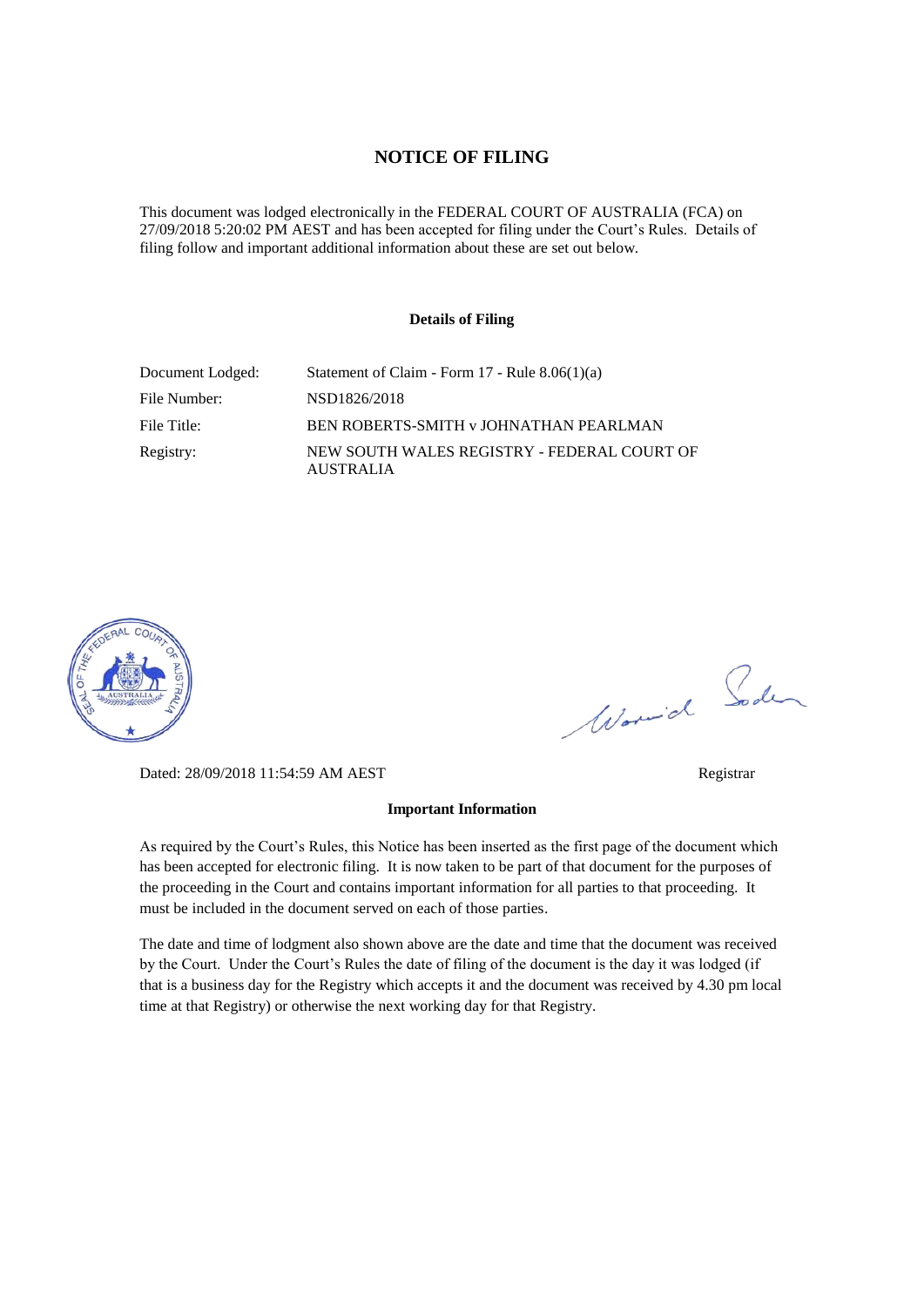# NOTICE OF FILING

This document was lodged electronically in the FEDERAL COURT OF AUSTRALIA (FCA) on 27/09/2018 5:20:02 PM AEST and has been accepted for filing under the Court's Rules. Details of filing follow and important additional information about these are set out below.

### Details of Filing

| | |
|---|---|
| Document Lodged: | Statement of Claim - Form 17 - Rule 8.06(1)(a) |
| File Number: | NSD1826/2018 |
| File Title: | BEN ROBERTS-SMITH v JOHNATHAN PEARLMAN |
| Registry: | NEW SOUTH WALES REGISTRY - FEDERAL COURT OF AUSTRALIA |

Dated: 28/09/2018 11:54:59 AM AEST

Registrar

### Important Information

As required by the Court's Rules, this Notice has been inserted as the first page of the document which has been accepted for electronic filing. It is now taken to be part of that document for the purposes of the proceeding in the Court and contains important information for all parties to that proceeding. It must be included in the document served on each of those parties.

The date and time of lodgment also shown above are the date and time that the document was received by the Court. Under the Court's Rules the date of filing of the document is the day it was lodged (if that is a business day for the Registry which accepts it and the document was received by 4.30 pm local time at that Registry) or otherwise the next working day for that Registry.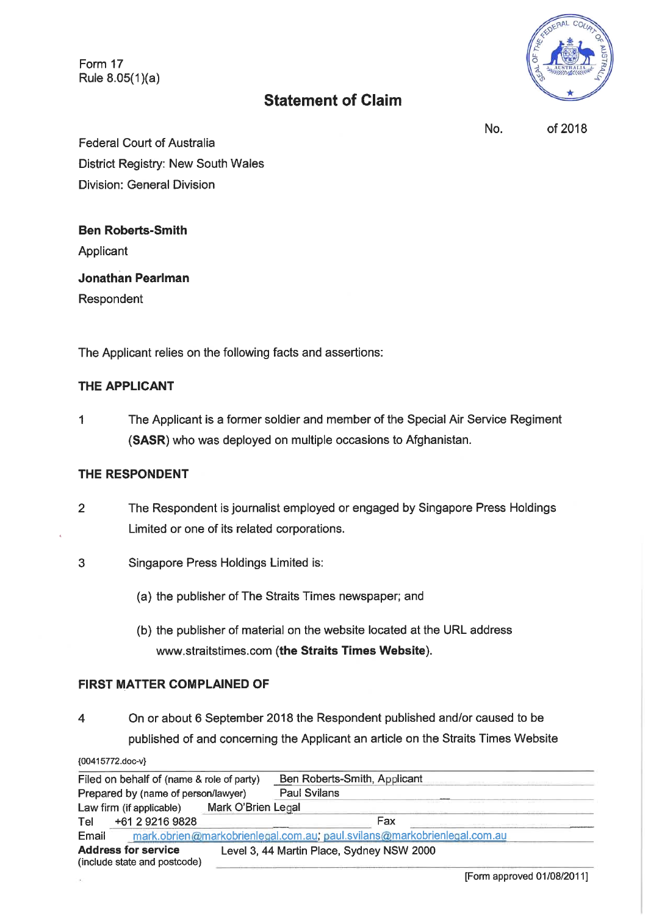Form 17
Rule 8.05(1)(a)

# Statement of Claim

No. of 2018

Federal Court of Australia
District Registry: New South Wales
Division: General Division

**Ben Roberts-Smith**
Applicant

**Jonathan Pearlman**
Respondent

The Applicant relies on the following facts and assertions:

## THE APPLICANT

1 The Applicant is a former soldier and member of the Special Air Service Regiment (**SASR**) who was deployed on multiple occasions to Afghanistan.

## THE RESPONDENT

2 The Respondent is journalist employed or engaged by Singapore Press Holdings Limited or one of its related corporations.

3 Singapore Press Holdings Limited is:

(a) the publisher of The Straits Times newspaper; and

(b) the publisher of material on the website located at the URL address www.straitstimes.com (**the Straits Times Website**).

## FIRST MATTER COMPLAINED OF

4 On or about 6 September 2018 the Respondent published and/or caused to be published of and concerning the Applicant an article on the Straits Times Website

{00415772.doc-v}

| | |
|---|---|
| Filed on behalf of (name & role of party) | Ben Roberts-Smith, Applicant |
| Prepared by (name of person/lawyer) | Paul Svilans |
| Law firm (if applicable) | Mark O'Brien Legal |
| Tel | +61 2 9216 9828 Fax |
| Email | mark.obrien@markobrienlegal.com.au; paul.svilans@markobrienlegal.com.au |
| **Address for service** (include state and postcode) | Level 3, 44 Martin Place, Sydney NSW 2000 |

[Form approved 01/08/2011]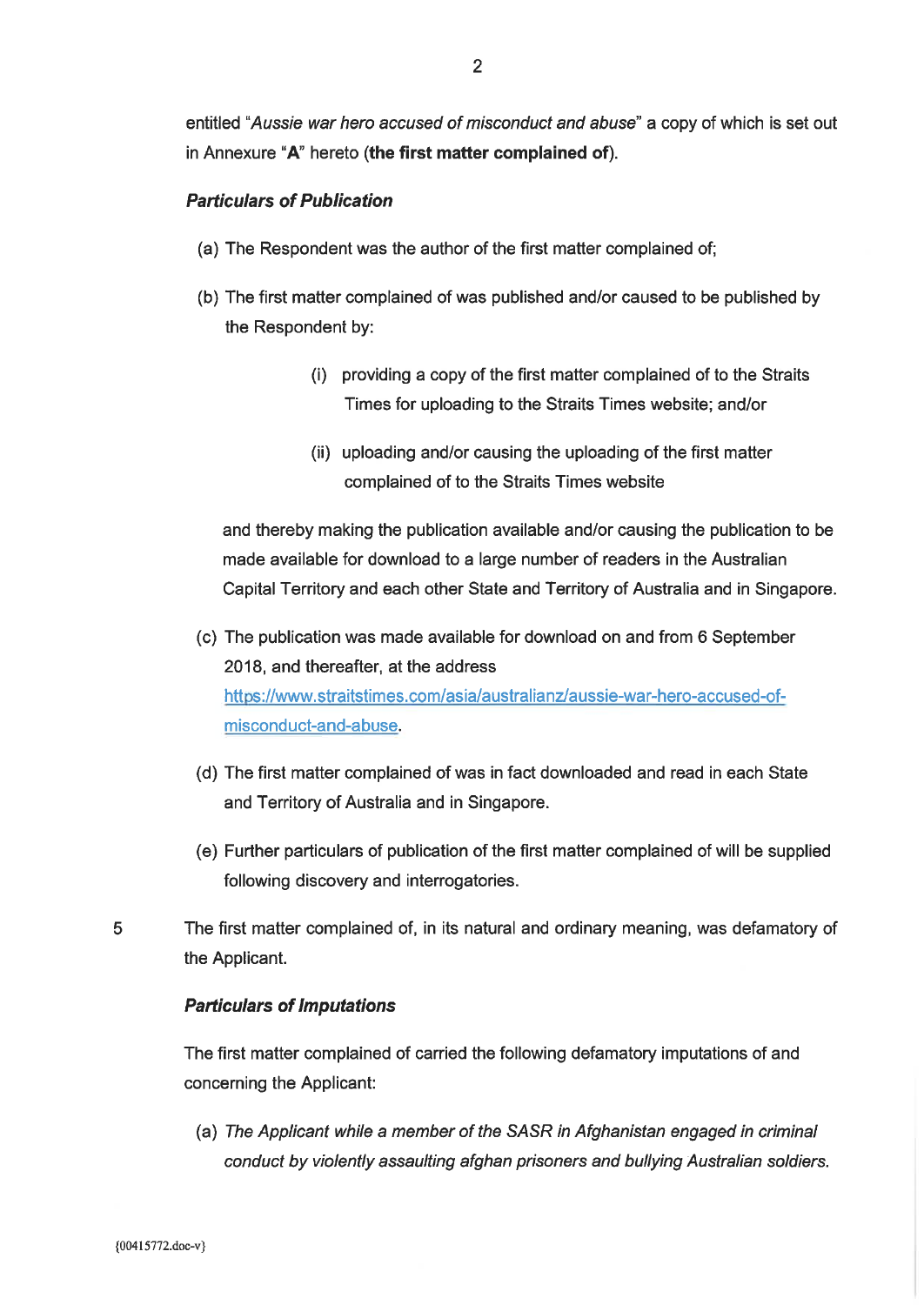entitled "*Aussie war hero accused of misconduct and abuse*" a copy of which is set out in Annexure "**A**" hereto (**the first matter complained of**).

***Particulars of Publication***

(a) The Respondent was the author of the first matter complained of;

(b) The first matter complained of was published and/or caused to be published by the Respondent by:

   (i) providing a copy of the first matter complained of to the Straits Times for uploading to the Straits Times website; and/or

   (ii) uploading and/or causing the uploading of the first matter complained of to the Straits Times website

and thereby making the publication available and/or causing the publication to be made available for download to a large number of readers in the Australian Capital Territory and each other State and Territory of Australia and in Singapore.

(c) The publication was made available for download on and from 6 September 2018, and thereafter, at the address https://www.straitstimes.com/asia/australianz/aussie-war-hero-accused-of-misconduct-and-abuse.

(d) The first matter complained of was in fact downloaded and read in each State and Territory of Australia and in Singapore.

(e) Further particulars of publication of the first matter complained of will be supplied following discovery and interrogatories.

5 The first matter complained of, in its natural and ordinary meaning, was defamatory of the Applicant.

***Particulars of Imputations***

The first matter complained of carried the following defamatory imputations of and concerning the Applicant:

(a) *The Applicant while a member of the SASR in Afghanistan engaged in criminal conduct by violently assaulting afghan prisoners and bullying Australian soldiers.*

{00415772.doc-v}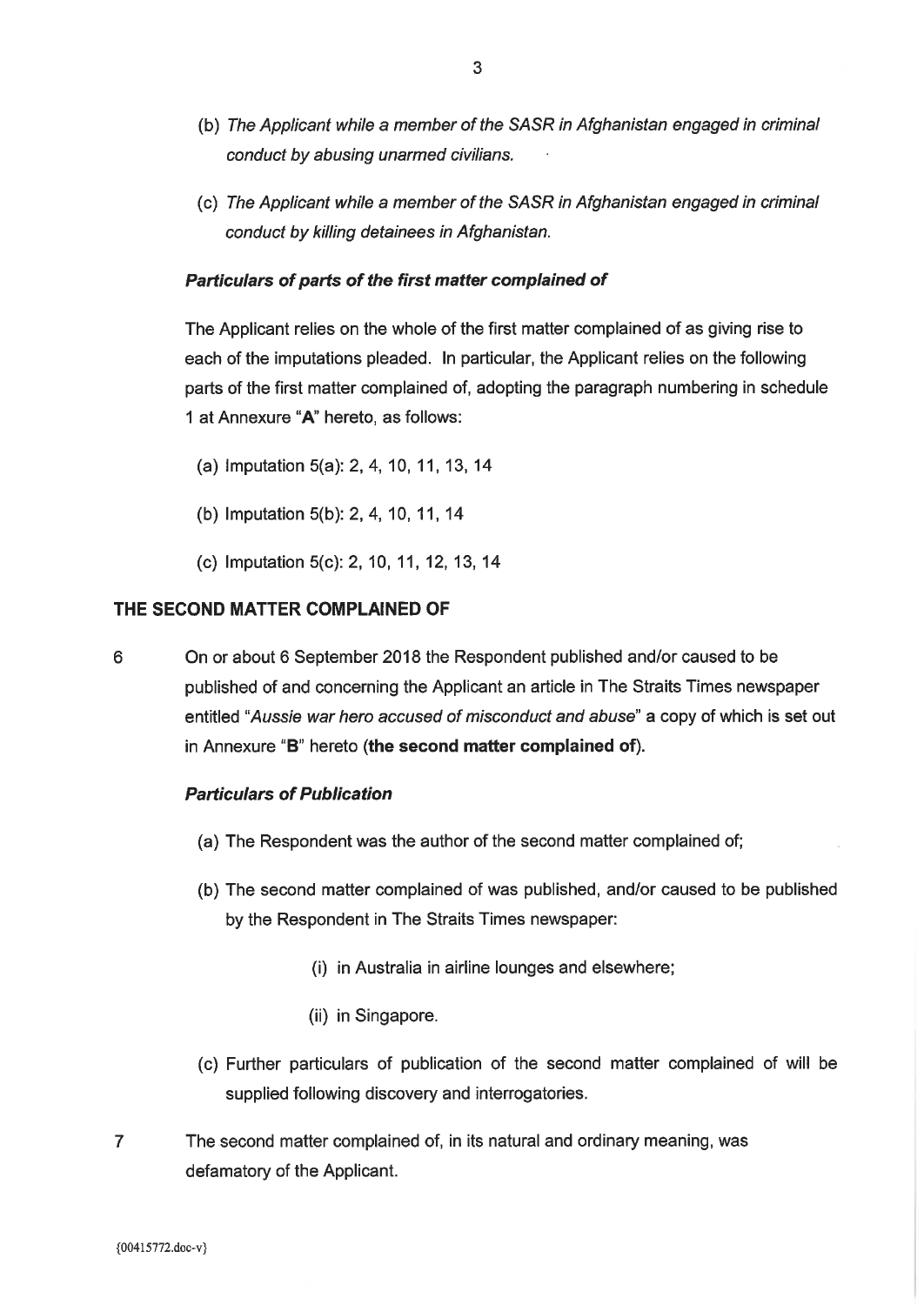(b) *The Applicant while a member of the SASR in Afghanistan engaged in criminal conduct by abusing unarmed civilians.*

(c) *The Applicant while a member of the SASR in Afghanistan engaged in criminal conduct by killing detainees in Afghanistan.*

***Particulars of parts of the first matter complained of***

The Applicant relies on the whole of the first matter complained of as giving rise to each of the imputations pleaded. In particular, the Applicant relies on the following parts of the first matter complained of, adopting the paragraph numbering in schedule 1 at Annexure "**A**" hereto, as follows:

(a) Imputation 5(a): 2, 4, 10, 11, 13, 14

(b) Imputation 5(b): 2, 4, 10, 11, 14

(c) Imputation 5(c): 2, 10, 11, 12, 13, 14

## THE SECOND MATTER COMPLAINED OF

6 On or about 6 September 2018 the Respondent published and/or caused to be published of and concerning the Applicant an article in The Straits Times newspaper entitled "*Aussie war hero accused of misconduct and abuse*" a copy of which is set out in Annexure "**B**" hereto (**the second matter complained of**).

***Particulars of Publication***

(a) The Respondent was the author of the second matter complained of;

(b) The second matter complained of was published, and/or caused to be published by the Respondent in The Straits Times newspaper:

(i) in Australia in airline lounges and elsewhere;

(ii) in Singapore.

(c) Further particulars of publication of the second matter complained of will be supplied following discovery and interrogatories.

7 The second matter complained of, in its natural and ordinary meaning, was defamatory of the Applicant.

{00415772.doc-v}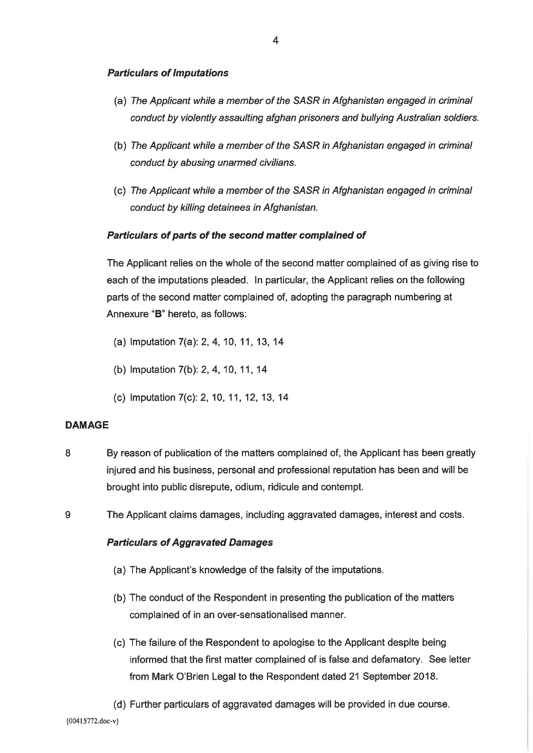### *Particulars of Imputations*

(a) *The Applicant while a member of the SASR in Afghanistan engaged in criminal conduct by violently assaulting afghan prisoners and bullying Australian soldiers.*

(b) *The Applicant while a member of the SASR in Afghanistan engaged in criminal conduct by abusing unarmed civilians.*

(c) *The Applicant while a member of the SASR in Afghanistan engaged in criminal conduct by killing detainees in Afghanistan.*

### *Particulars of parts of the second matter complained of*

The Applicant relies on the whole of the second matter complained of as giving rise to each of the imputations pleaded. In particular, the Applicant relies on the following parts of the second matter complained of, adopting the paragraph numbering at Annexure "**B**" hereto, as follows:

(a) Imputation 7(a): 2, 4, 10, 11, 13, 14

(b) Imputation 7(b): 2, 4, 10, 11, 14

(c) Imputation 7(c): 2, 10, 11, 12, 13, 14

## DAMAGE

8 By reason of publication of the matters complained of, the Applicant has been greatly injured and his business, personal and professional reputation has been and will be brought into public disrepute, odium, ridicule and contempt.

9 The Applicant claims damages, including aggravated damages, interest and costs.

### *Particulars of Aggravated Damages*

(a) The Applicant's knowledge of the falsity of the imputations.

(b) The conduct of the Respondent in presenting the publication of the matters complained of in an over-sensationalised manner.

(c) The failure of the Respondent to apologise to the Applicant despite being informed that the first matter complained of is false and defamatory. See letter from Mark O'Brien Legal to the Respondent dated 21 September 2018.

(d) Further particulars of aggravated damages will be provided in due course.

{00415772.doc-v}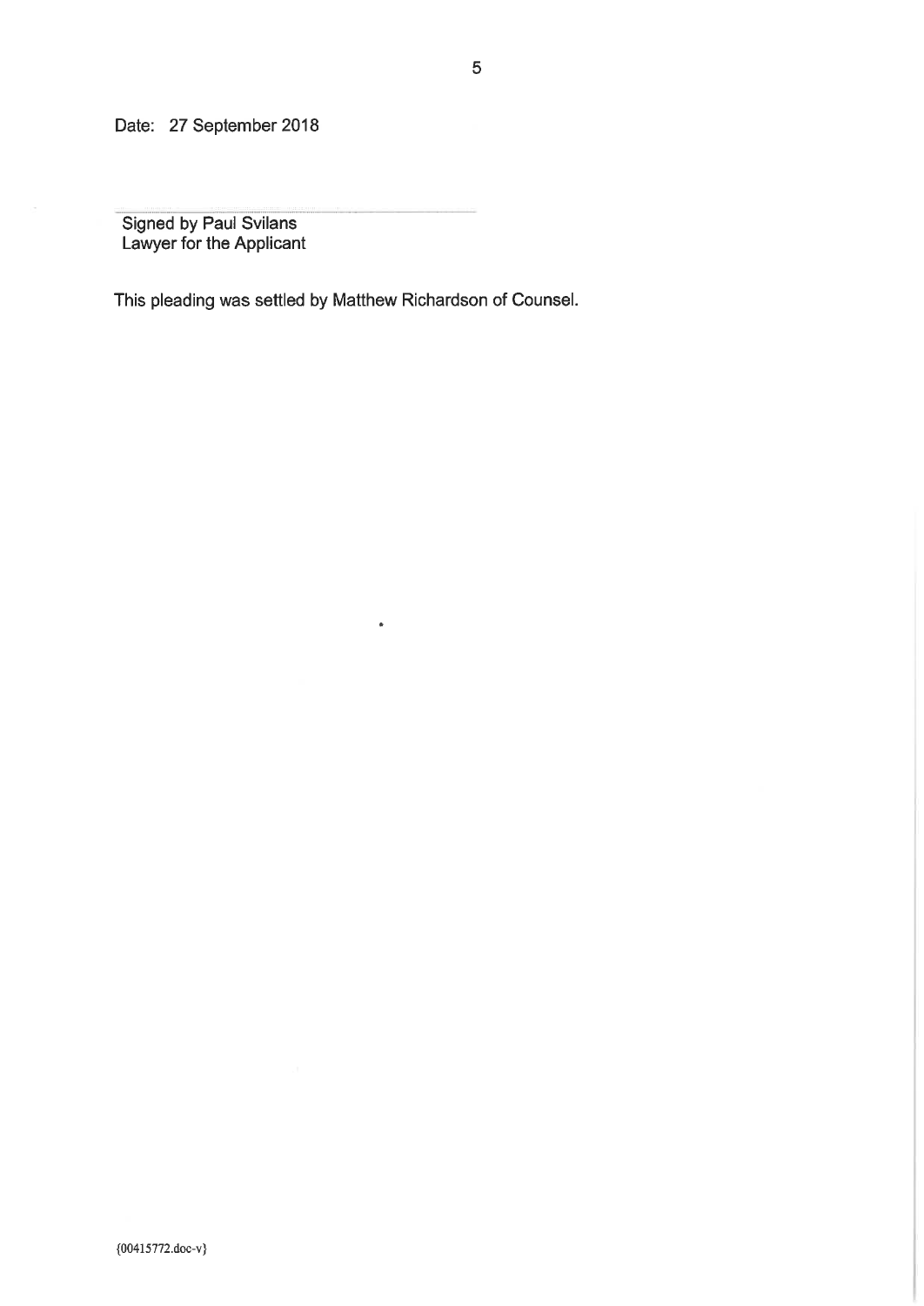Date: 27 September 2018

Signed by Paul Svilans
Lawyer for the Applicant

This pleading was settled by Matthew Richardson of Counsel.

{00415772.doc-v}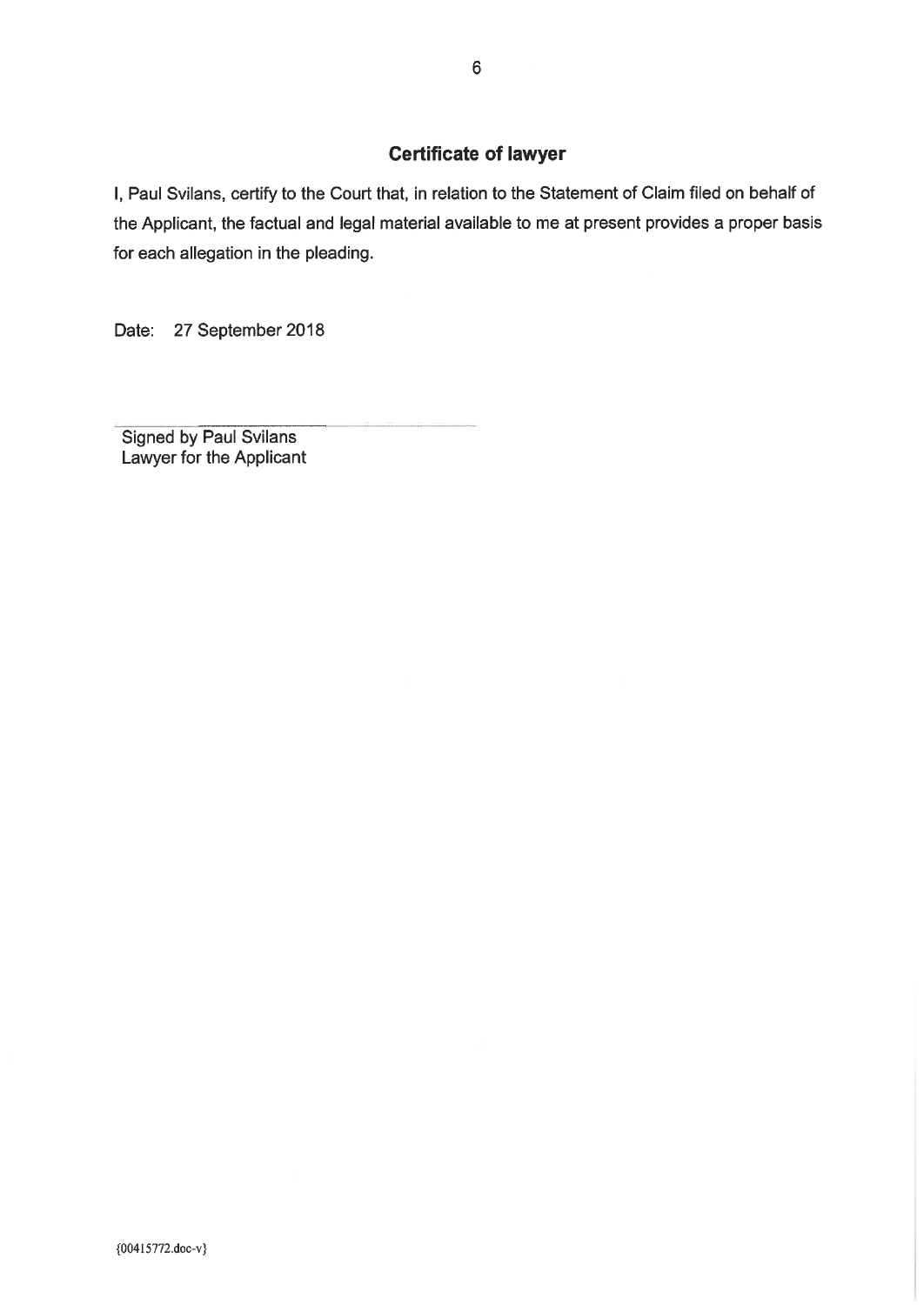## Certificate of lawyer

I, Paul Svilans, certify to the Court that, in relation to the Statement of Claim filed on behalf of the Applicant, the factual and legal material available to me at present provides a proper basis for each allegation in the pleading.

Date: 27 September 2018

Signed by Paul Svilans
Lawyer for the Applicant

{00415772.doc-v}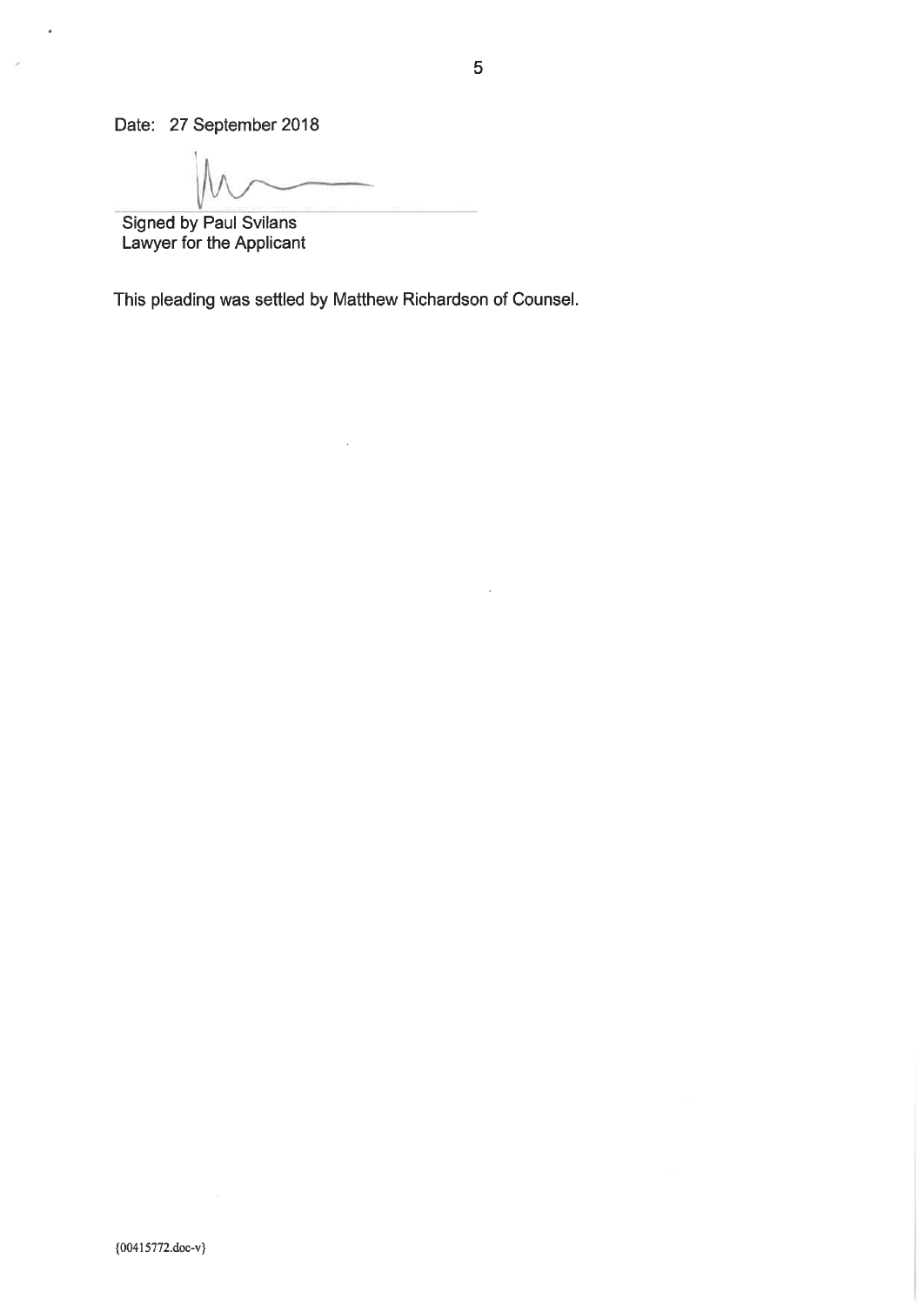Date: 27 September 2018

Signed by Paul Svilans
Lawyer for the Applicant

This pleading was settled by Matthew Richardson of Counsel.

{00415772.doc-v}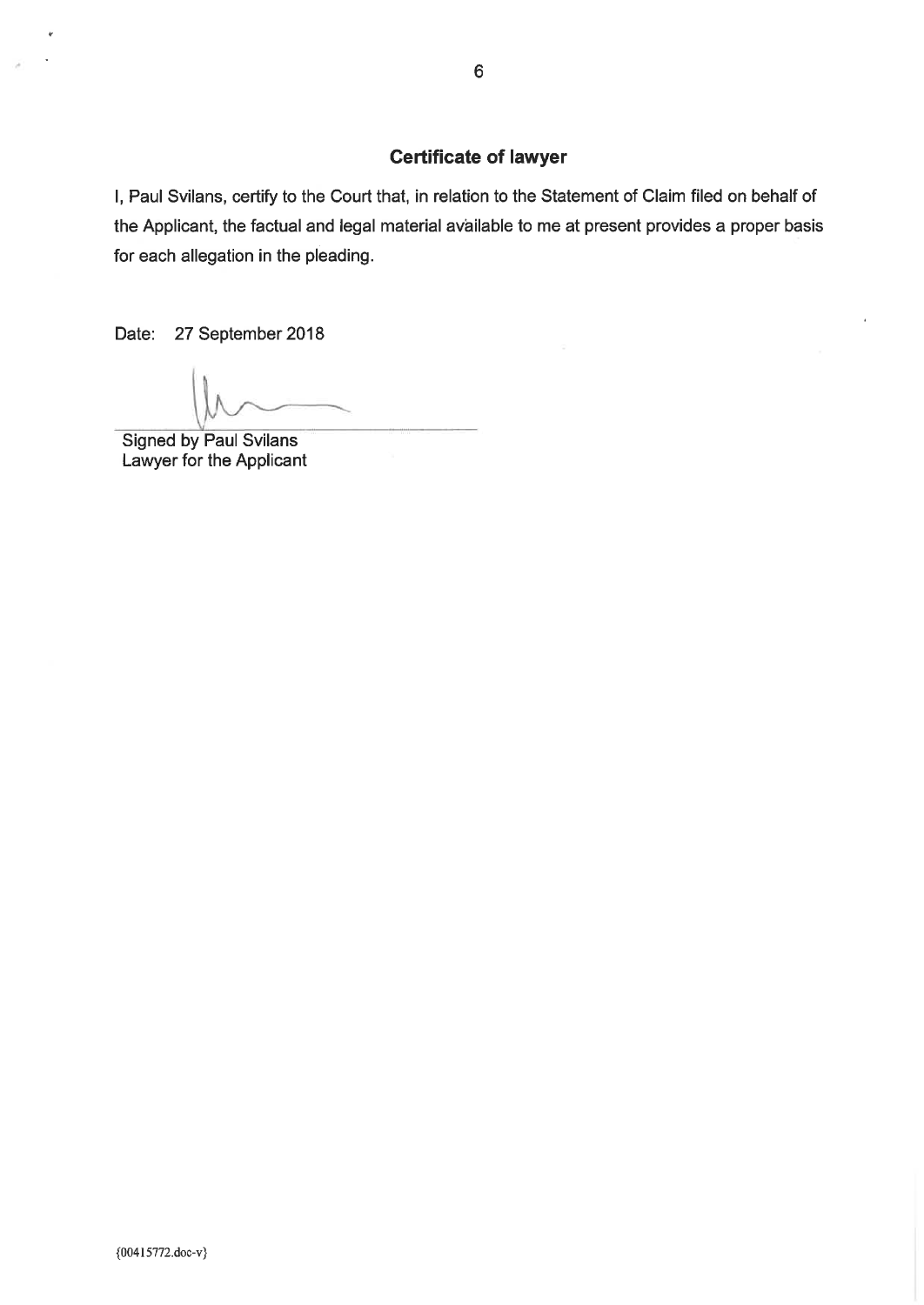## Certificate of lawyer

I, Paul Svilans, certify to the Court that, in relation to the Statement of Claim filed on behalf of the Applicant, the factual and legal material available to me at present provides a proper basis for each allegation in the pleading.

Date: 27 September 2018

Signed by Paul Svilans
Lawyer for the Applicant

{00415772.doc-v}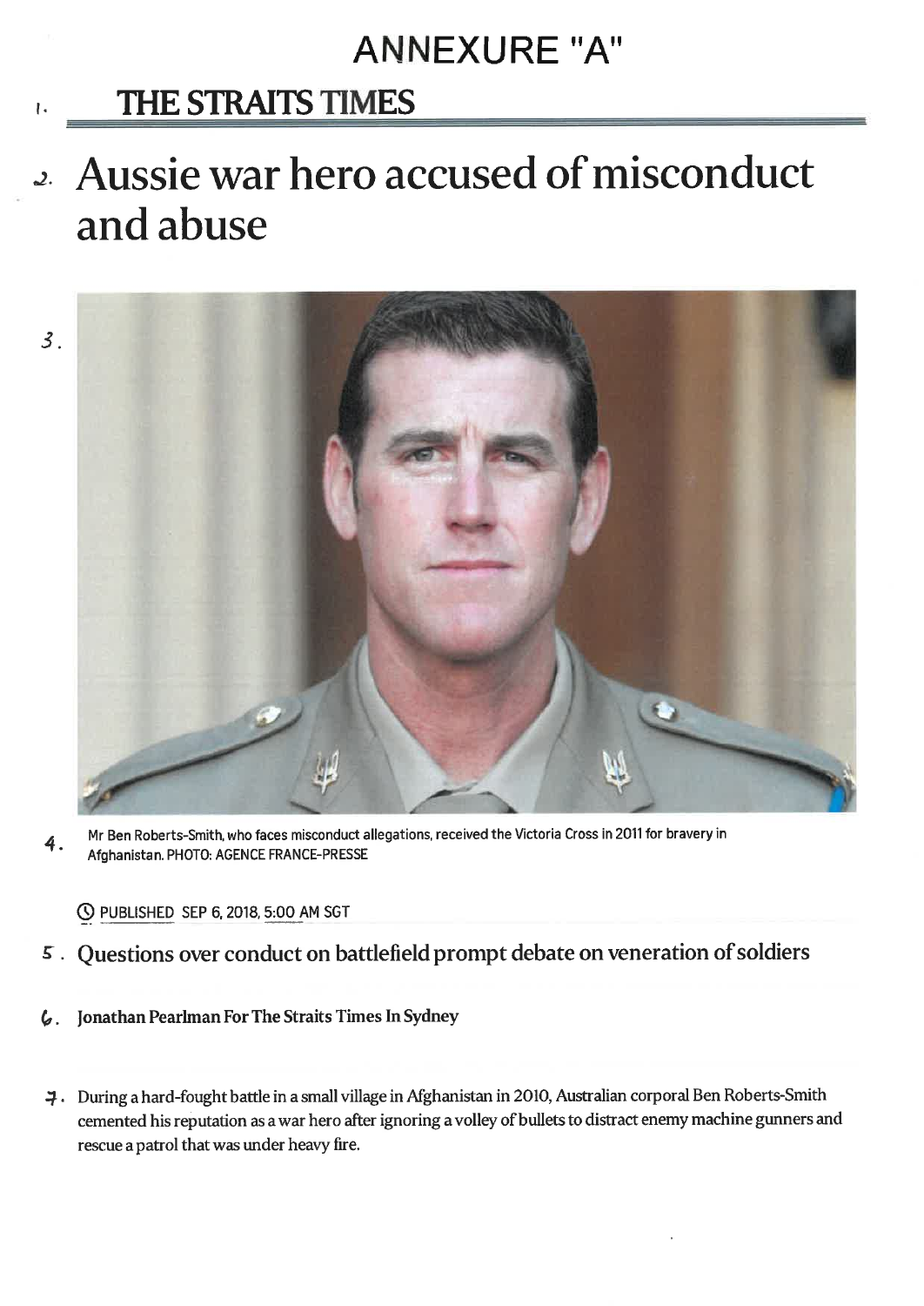# ANNEXURE "A"

1. **THE STRAITS TIMES**

# 2. Aussie war hero accused of misconduct and abuse

3.

4. Mr Ben Roberts-Smith, who faces misconduct allegations, received the Victoria Cross in 2011 for bravery in Afghanistan. PHOTO: AGENCE FRANCE-PRESSE

PUBLISHED SEP 6, 2018, 5:00 AM SGT

## 5. Questions over conduct on battlefield prompt debate on veneration of soldiers

6. **Jonathan Pearlman For The Straits Times In Sydney**

7. During a hard-fought battle in a small village in Afghanistan in 2010, Australian corporal Ben Roberts-Smith cemented his reputation as a war hero after ignoring a volley of bullets to distract enemy machine gunners and rescue a patrol that was under heavy fire.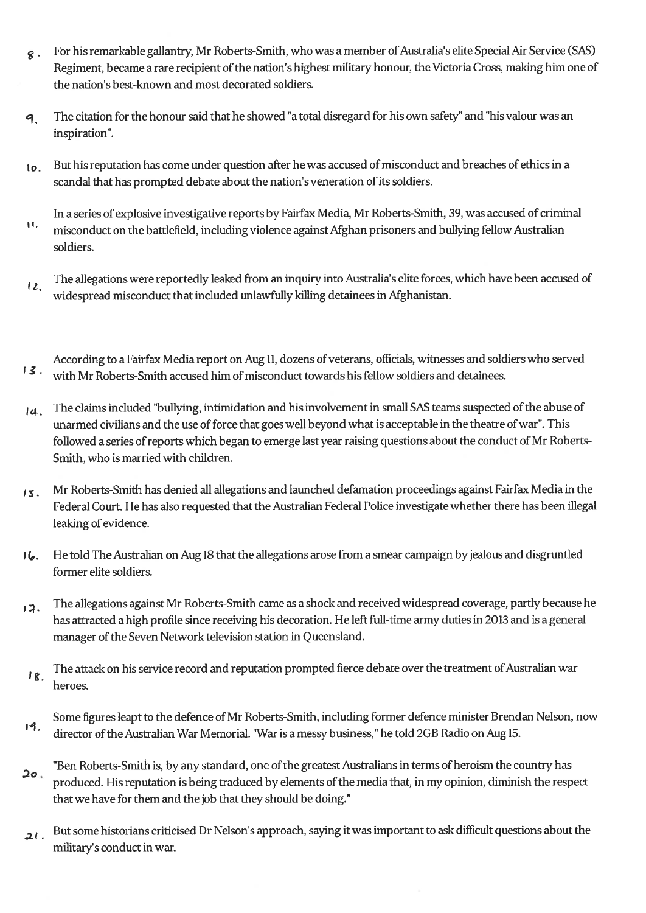8. For his remarkable gallantry, Mr Roberts-Smith, who was a member of Australia's elite Special Air Service (SAS) Regiment, became a rare recipient of the nation's highest military honour, the Victoria Cross, making him one of the nation's best-known and most decorated soldiers.

9. The citation for the honour said that he showed "a total disregard for his own safety" and "his valour was an inspiration".

10. But his reputation has come under question after he was accused of misconduct and breaches of ethics in a scandal that has prompted debate about the nation's veneration of its soldiers.

11. In a series of explosive investigative reports by Fairfax Media, Mr Roberts-Smith, 39, was accused of criminal misconduct on the battlefield, including violence against Afghan prisoners and bullying fellow Australian soldiers.

12. The allegations were reportedly leaked from an inquiry into Australia's elite forces, which have been accused of widespread misconduct that included unlawfully killing detainees in Afghanistan.

13. According to a Fairfax Media report on Aug 11, dozens of veterans, officials, witnesses and soldiers who served with Mr Roberts-Smith accused him of misconduct towards his fellow soldiers and detainees.

14. The claims included "bullying, intimidation and his involvement in small SAS teams suspected of the abuse of unarmed civilians and the use of force that goes well beyond what is acceptable in the theatre of war". This followed a series of reports which began to emerge last year raising questions about the conduct of Mr Roberts-Smith, who is married with children.

15. Mr Roberts-Smith has denied all allegations and launched defamation proceedings against Fairfax Media in the Federal Court. He has also requested that the Australian Federal Police investigate whether there has been illegal leaking of evidence.

16. He told The Australian on Aug 18 that the allegations arose from a smear campaign by jealous and disgruntled former elite soldiers.

17. The allegations against Mr Roberts-Smith came as a shock and received widespread coverage, partly because he has attracted a high profile since receiving his decoration. He left full-time army duties in 2013 and is a general manager of the Seven Network television station in Queensland.

18. The attack on his service record and reputation prompted fierce debate over the treatment of Australian war heroes.

19. Some figures leapt to the defence of Mr Roberts-Smith, including former defence minister Brendan Nelson, now director of the Australian War Memorial. "War is a messy business," he told 2GB Radio on Aug 15.

20. "Ben Roberts-Smith is, by any standard, one of the greatest Australians in terms of heroism the country has produced. His reputation is being traduced by elements of the media that, in my opinion, diminish the respect that we have for them and the job that they should be doing."

21. But some historians criticised Dr Nelson's approach, saying it was important to ask difficult questions about the military's conduct in war.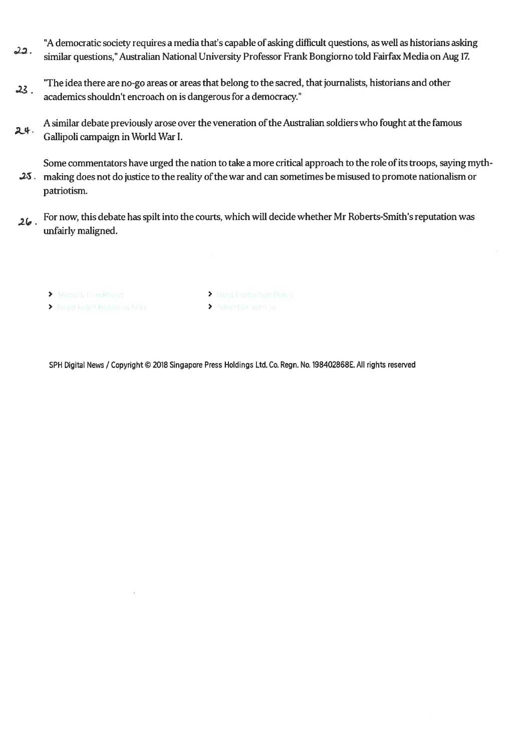22. "A democratic society requires a media that's capable of asking difficult questions, as well as historians asking similar questions," Australian National University Professor Frank Bongiorno told Fairfax Media on Aug 17.

23. "The idea there are no-go areas or areas that belong to the sacred, that journalists, historians and other academics shouldn't encroach on is dangerous for a democracy."

24. A similar debate previously arose over the veneration of the Australian soldiers who fought at the famous Gallipoli campaign in World War I.

25. Some commentators have urged the nation to take a more critical approach to the role of its troops, saying myth-making does not do justice to the reality of the war and can sometimes be misused to promote nationalism or patriotism.

26. For now, this debate has spilt into the courts, which will decide whether Mr Roberts-Smith's reputation was unfairly maligned.

SPH Digital News / Copyright © 2018 Singapore Press Holdings Ltd. Co. Regn. No. 198402868E. All rights reserved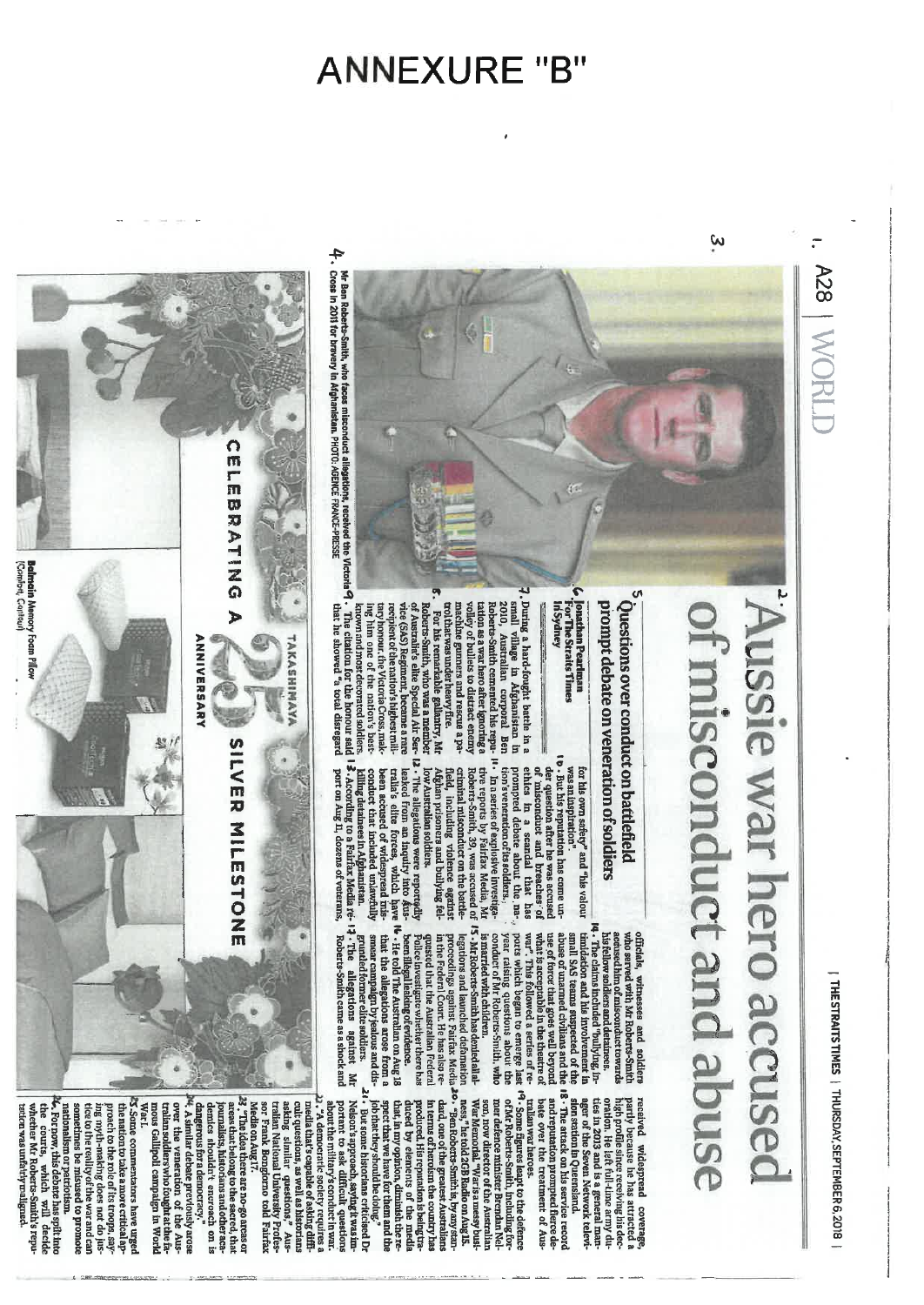# ANNEXURE "B"

A28 | WORLD | THE STRAITS TIMES | THURSDAY, SEPTEMBER 6, 2018

## Aussie war hero accused of misconduct and abuse

### Questions over conduct on battlefield prompt debate on veneration of soldiers

**Jonathan Pearlman**
**For The Straits Times**
**In Sydney**

During a hard-fought battle in a small village in Afghanistan in 2010, Australian corporal Ben Roberts-Smith cemented his reputation as a war hero after ignoring a volley of bullets to distract enemy machine gunners and rescue a patrol that was under heavy fire.

For his remarkable gallantry, Mr Roberts-Smith, who was a member of Australia's elite Special Air Service (SAS) Regiment, became a rare recipient of the nation's highest military honour, the Victoria Cross, making him one of the nation's best-known and most decorated soldiers.

The citation for the honour said that he showed "a total disregard for his own safety" and "his valour was an inspiration".

But his reputation has come under question after he was accused of misconduct and breaches of ethics in a scandal that has prompted debate on the nation's veneration of its soldiers.

In series of explosive investigative reports by Fairfax Media, Mr Roberts-Smith, 39, was accused of criminal misconduct on the battlefield, including violence against Afghan prisoners and bullying fellow Australian soldiers.

The allegations were reportedly leaked from an inquiry into Australia's elite forces, which have been accused of widespread misconduct that included unlawfully killing detainees in Afghanistan.

According to a Fairfax Media report on Aug 11, dozens of veterans, officials, witnesses and soldiers who served with Mr Roberts-Smith accused him of misconduct towards his fellow soldiers and detainees.

The claims included "bullying, intimidation and his involvement in what SAS teams suspected of the abuse of unarmed civilians and the use of force that goes well beyond what is acceptable in the theatre of war". This followed a series of reports which began to emerge last year raising questions about the conduct of Mr Roberts-Smith, who is married with children.

Mr Roberts-Smith has denied the allegations and launched defamation proceedings against Fairfax Media in the Federal Court. He has also requested that the Australian Federal Police investigate whether there has been illegal leaking of evidence.

He told The Australian on Aug 18 that the allegations arose from a smear campaign by jealous and disgruntled former elite soldiers.

The allegations against Mr Roberts-Smith came as a shock and received widespread coverage, partly because he has attracted a high profile since receiving his decoration. He left full-time army duties in 2013 and is a general manager of the Seven Network television station in Queensland.

The attack on his service record and reputation prompted fierce debate over the treatment of Australian war heroes.

Some figures leapt to the defence of Mr Roberts-Smith, including former defence minister Brendan Nelson, now director of the Australian War Memorial. "War is a messy business," he told 2GB Radio on Aug 15.

"Ben Roberts-Smith is, by any standard, one of the greatest Australians in terms of heroism the country has produced. His reputation is being traduced by elements of the media that, in my opinion, diminish the respect that we have for them and the job that they should be doing."

But some historians criticised Dr Nelson's approach, saying it was important to ask difficult questions about the military's conduct in war.

"A democratic society requires a media that's capable of asking difficult questions, as well as historians asking similar questions," Australian National University Professor Frank Bongiorno told Fairfax Media on Aug 17.

"The idea that there are no-go areas or aspects that belong to the sacred, that journalists, historians and other academics shouldn't encroach on is dangerous for a democracy."

A similar debate previously arose over the veneration of the Australian soldiers who fought at the famous Gallipoli campaign in World War I.

Some commentators have urged the nation to take a more critical approach to the role of its troops, saying myth-making does not do justice to the reality of the war and can sometimes be misused to promote nationalism or patriotism.

For now, this debate has spilt into the courts, which will decide whether Mr Roberts-Smith's reputation was unfairly maligned.

Mr Ben Roberts-Smith, who faces misconduct allegations, received the Victoria Cross in 2011 for bravery in Afghanistan. PHOTO: AGENCE FRANCE-PRESSE

TAKASHIMAYA
CELEBRATING A 25 SILVER MILESTONE ANNIVERSARY
Belmoin Memory Foam Pillow (Comfort, Comfort)